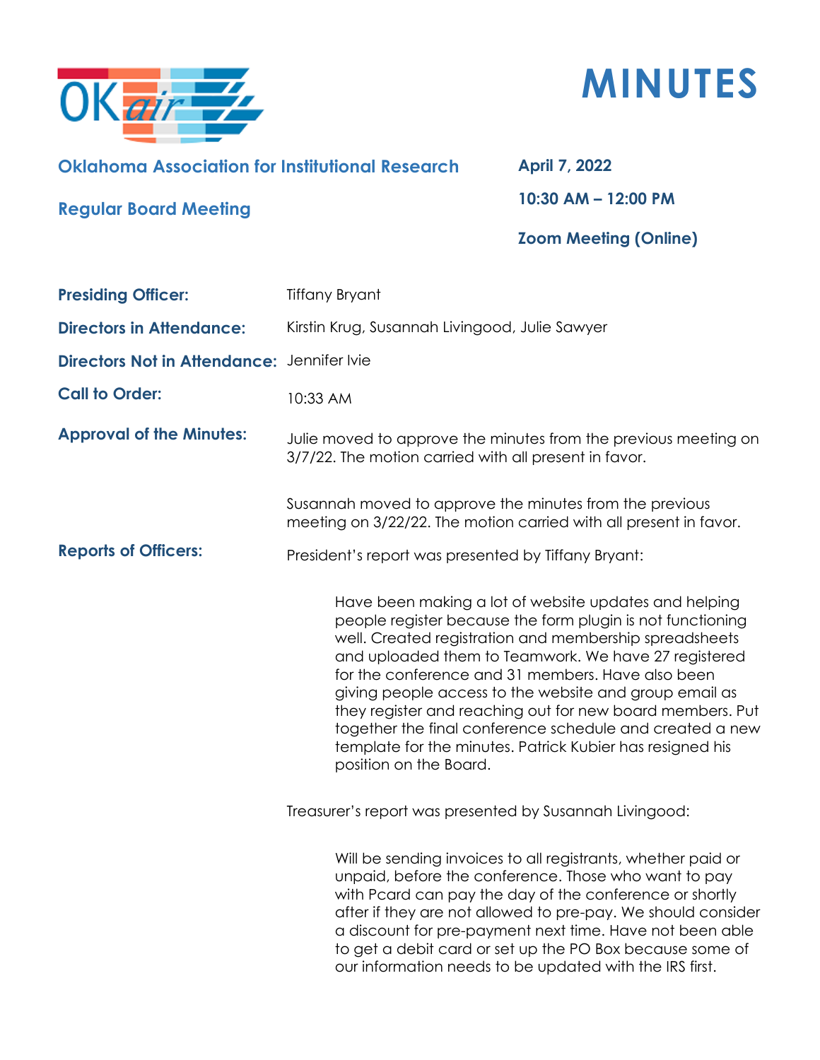# MINUTES

**Oklahoma Association for Institutional Research**

**Regular Board Meeting**

**April 7, 2022**

**10:30 AM – 12:00 PM**

**Zoom Meeting (Online)**

**Presiding Officer:** Tiffany Bryant

**Directors in Attendance:** Kirstin Krug, Susannah Livingood, Julie Sawyer

**Directors Not in Attendance:** Jennifer Ivie

**Call to Order:** 10:33 AM

**Approval of the Minutes:**

Julie moved to approve the minutes from the previous meeting on 3/7/22. The motion carried with all present in favor.

Susannah moved to approve the minutes from the previous meeting on 3/22/22. The motion carried with all present in favor.

**Reports of Officers:**

President's report was presented by Tiffany Bryant:

> Have been making a lot of website updates and helping people register because the form plugin is not functioning well. Created registration and membership spreadsheets and uploaded them to Teamwork. We have 27 registered for the conference and 31 members. Have also been giving people access to the website and group email as they register and reaching out for new board members. Put together the final conference schedule and created a new template for the minutes. Patrick Kubier has resigned his position on the Board.

Treasurer's report was presented by Susannah Livingood:

> Will be sending invoices to all registrants, whether paid or unpaid, before the conference. Those who want to pay with Pcard can pay the day of the conference or shortly after if they are not allowed to pre-pay. We should consider a discount for pre-payment next time. Have not been able to get a debit card or set up the PO Box because some of our information needs to be updated with the IRS first.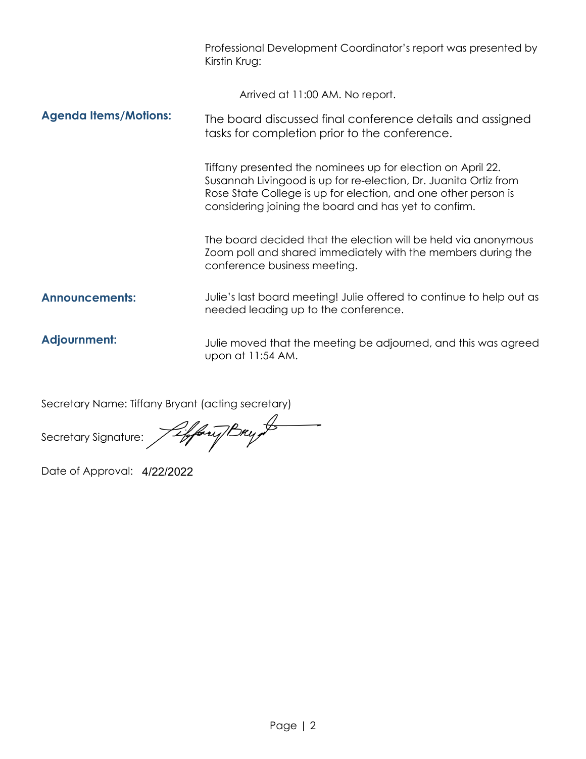Professional Development Coordinator's report was presented by Kirstin Krug:

Arrived at 11:00 AM. No report.

**Agenda Items/Motions:**

The board discussed final conference details and assigned tasks for completion prior to the conference.

Tiffany presented the nominees up for election on April 22. Susannah Livingood is up for re-election, Dr. Juanita Ortiz from Rose State College is up for election, and one other person is considering joining the board and has yet to confirm.

The board decided that the election will be held via anonymous Zoom poll and shared immediately with the members during the conference business meeting.

**Announcements:**

Julie's last board meeting! Julie offered to continue to help out as needed leading up to the conference.

**Adjournment:**

Julie moved that the meeting be adjourned, and this was agreed upon at 11:54 AM.

Secretary Name: Tiffany Bryant (acting secretary)

Secretary Signature: Tiffany Bryant

Date of Approval: 4/22/2022